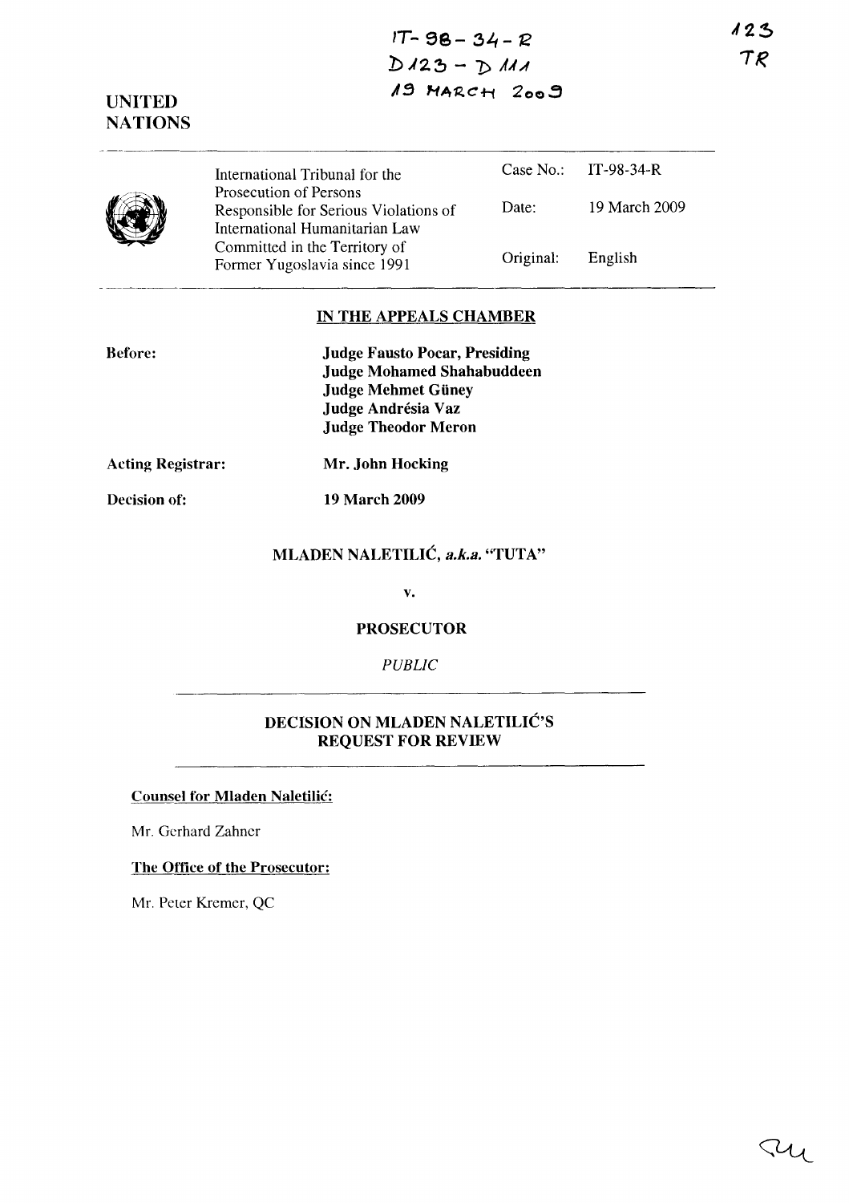IT-98-34-R
D123 - D111
19 MARCH 2009

123
TR

UNITED
NATIONS

| | | |
|---|---|---|
| International Tribunal for the Prosecution of Persons Responsible for Serious Violations of International Humanitarian Law Committed in the Territory of Former Yugoslavia since 1991 | Case No.: | IT-98-34-R |
| | Date: | 19 March 2009 |
| | Original: | English |

## IN THE APPEALS CHAMBER

**Before:**

**Judge Fausto Pocar, Presiding**
**Judge Mohamed Shahabuddeen**
**Judge Mehmet Güney**
**Judge Andrésia Vaz**
**Judge Theodor Meron**

**Acting Registrar:** **Mr. John Hocking**

**Decision of:** **19 March 2009**

## MLADEN NALETILIĆ, *a.k.a.* "TUTA"

**v.**

## PROSECUTOR

*PUBLIC*

## DECISION ON MLADEN NALETILIĆ'S REQUEST FOR REVIEW

**Counsel for Mladen Naletilić:**

Mr. Gerhard Zahner

**The Office of the Prosecutor:**

Mr. Peter Kremer, QC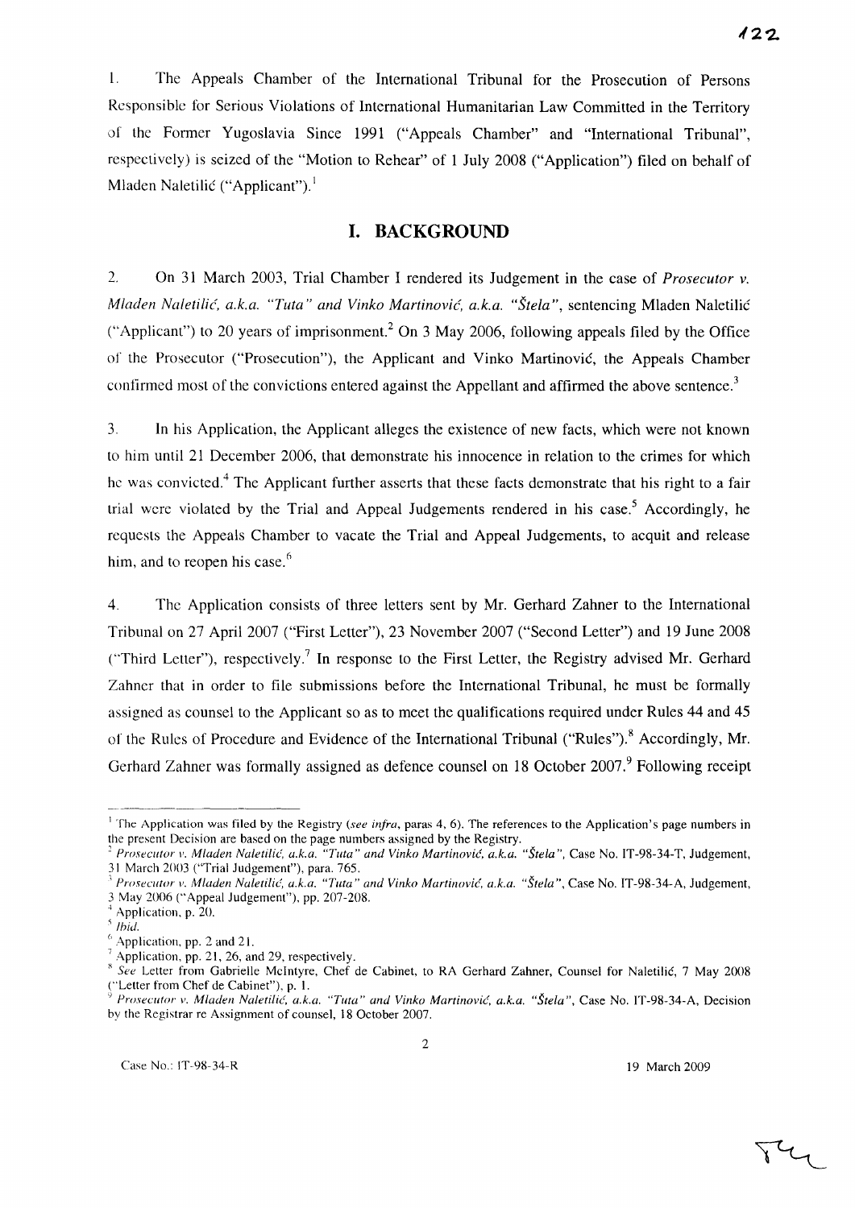1. The Appeals Chamber of the International Tribunal for the Prosecution of Persons Responsible for Serious Violations of International Humanitarian Law Committed in the Territory of the Former Yugoslavia Since 1991 ("Appeals Chamber" and "International Tribunal", respectively) is seized of the "Motion to Rehear" of 1 July 2008 ("Application") filed on behalf of Mladen Naletilić ("Applicant").[1]

## I. BACKGROUND

2. On 31 March 2003, Trial Chamber I rendered its Judgement in the case of *Prosecutor v. Mladen Naletilić, a.k.a. "Tuta" and Vinko Martinović, a.k.a. "Štela"*, sentencing Mladen Naletilić ("Applicant") to 20 years of imprisonment.[2] On 3 May 2006, following appeals filed by the Office of the Prosecutor ("Prosecution"), the Applicant and Vinko Martinović, the Appeals Chamber confirmed most of the convictions entered against the Appellant and affirmed the above sentence.[3]

3. In his Application, the Applicant alleges the existence of new facts, which were not known to him until 21 December 2006, that demonstrate his innocence in relation to the crimes for which he was convicted.[4] The Applicant further asserts that these facts demonstrate that his right to a fair trial were violated by the Trial and Appeal Judgements rendered in his case.[5] Accordingly, he requests the Appeals Chamber to vacate the Trial and Appeal Judgements, to acquit and release him, and to reopen his case.[6]

4. The Application consists of three letters sent by Mr. Gerhard Zahner to the International Tribunal on 27 April 2007 ("First Letter"), 23 November 2007 ("Second Letter") and 19 June 2008 ("Third Letter"), respectively.[7] In response to the First Letter, the Registry advised Mr. Gerhard Zahner that in order to file submissions before the International Tribunal, he must be formally assigned as counsel to the Applicant so as to meet the qualifications required under Rules 44 and 45 of the Rules of Procedure and Evidence of the International Tribunal ("Rules").[8] Accordingly, Mr. Gerhard Zahner was formally assigned as defence counsel on 18 October 2007.[9] Following receipt

---

[1] The Application was filed by the Registry (*see infra*, paras 4, 6). The references to the Application's page numbers in the present Decision are based on the page numbers assigned by the Registry.

[2] *Prosecutor v. Mladen Naletilić, a.k.a. "Tuta" and Vinko Martinović, a.k.a. "Štela"*, Case No. IT-98-34-T, Judgement, 31 March 2003 ("Trial Judgement"), para. 765.

[3] *Prosecutor v. Mladen Naletilić, a.k.a. "Tuta" and Vinko Martinović, a.k.a. "Štela"*, Case No. IT-98-34-A, Judgement, 3 May 2006 ("Appeal Judgement"), pp. 207-208.

[4] Application, p. 20.

[5] *Ibid.*

[6] Application, pp. 2 and 21.

[7] Application, pp. 21, 26, and 29, respectively.

[8] *See* Letter from Gabrielle McIntyre, Chef de Cabinet, to RA Gerhard Zahner, Counsel for Naletilić, 7 May 2008 ("Letter from Chef de Cabinet"), p. 1.

[9] *Prosecutor v. Mladen Naletilić, a.k.a. "Tuta" and Vinko Martinović, a.k.a. "Štela"*, Case No. IT-98-34-A, Decision by the Registrar re Assignment of counsel, 18 October 2007.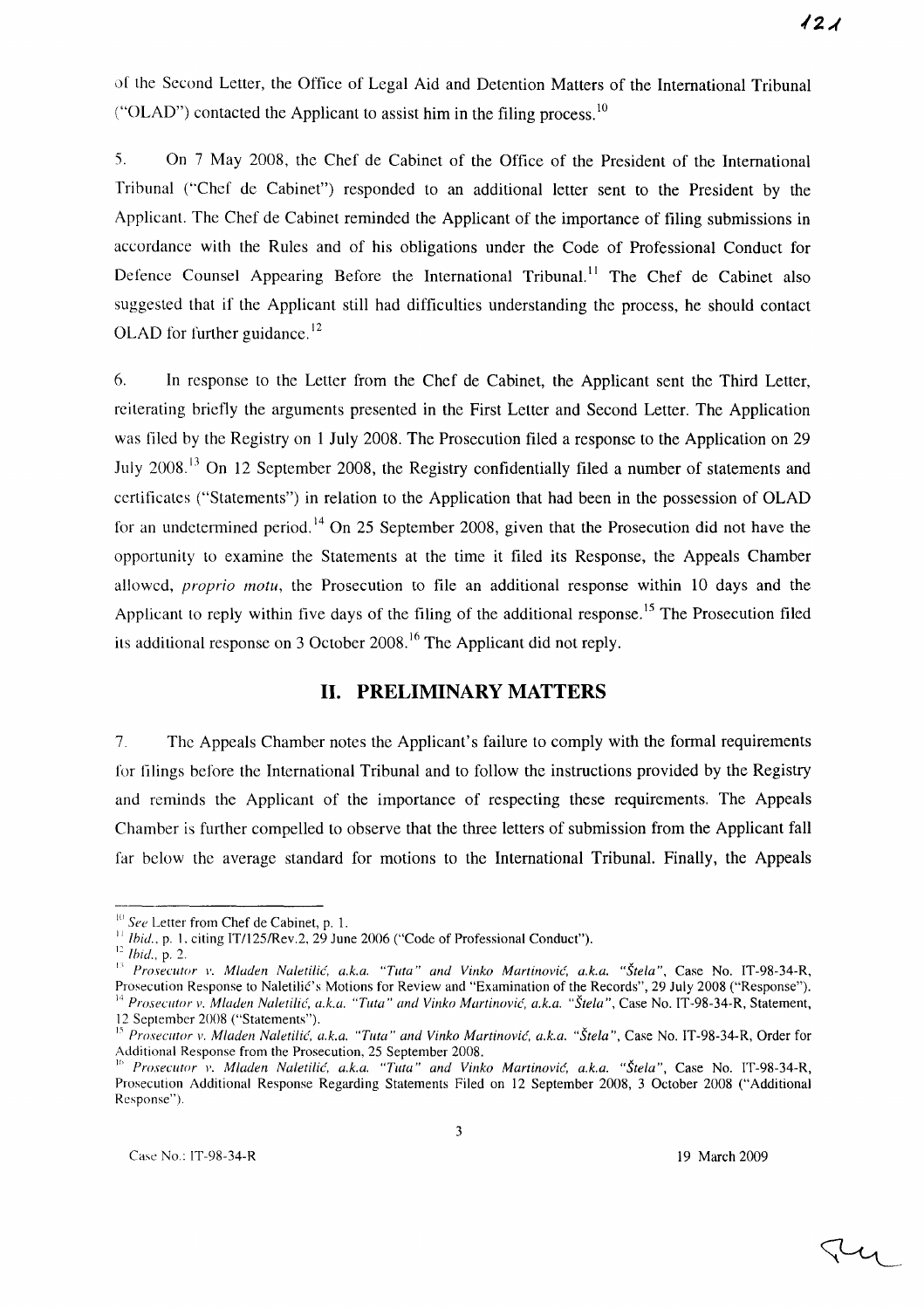of the Second Letter, the Office of Legal Aid and Detention Matters of the International Tribunal ("OLAD") contacted the Applicant to assist him in the filing process.[10]

5. On 7 May 2008, the Chef de Cabinet of the Office of the President of the International Tribunal ("Chef de Cabinet") responded to an additional letter sent to the President by the Applicant. The Chef de Cabinet reminded the Applicant of the importance of filing submissions in accordance with the Rules and of his obligations under the Code of Professional Conduct for Defence Counsel Appearing Before the International Tribunal.[11] The Chef de Cabinet also suggested that if the Applicant still had difficulties understanding the process, he should contact OLAD for further guidance.[12]

6. In response to the Letter from the Chef de Cabinet, the Applicant sent the Third Letter, reiterating briefly the arguments presented in the First Letter and Second Letter. The Application was filed by the Registry on 1 July 2008. The Prosecution filed a response to the Application on 29 July 2008.[13] On 12 September 2008, the Registry confidentially filed a number of statements and certificates ("Statements") in relation to the Application that had been in the possession of OLAD for an undetermined period.[14] On 25 September 2008, given that the Prosecution did not have the opportunity to examine the Statements at the time it filed its Response, the Appeals Chamber allowed, *proprio motu*, the Prosecution to file an additional response within 10 days and the Applicant to reply within five days of the filing of the additional response.[15] The Prosecution filed its additional response on 3 October 2008.[16] The Applicant did not reply.

## II. PRELIMINARY MATTERS

7. The Appeals Chamber notes the Applicant's failure to comply with the formal requirements for filings before the International Tribunal and to follow the instructions provided by the Registry and reminds the Applicant of the importance of respecting these requirements. The Appeals Chamber is further compelled to observe that the three letters of submission from the Applicant fall far below the average standard for motions to the International Tribunal. Finally, the Appeals

---

[10] *See* Letter from Chef de Cabinet, p. 1.

[11] *Ibid.*, p. 1, citing IT/125/Rev.2, 29 June 2006 ("Code of Professional Conduct").

[12] *Ibid.*, p. 2.

[13] *Prosecutor v. Mladen Naletilić, a.k.a. "Tuta" and Vinko Martinović, a.k.a. "Štela"*, Case No. IT-98-34-R, Prosecution Response to Naletilić's Motions for Review and "Examination of the Records", 29 July 2008 ("Response").

[14] *Prosecutor v. Mladen Naletilić, a.k.a. "Tuta" and Vinko Martinović, a.k.a. "Štela"*, Case No. IT-98-34-R, Statement, 12 September 2008 ("Statements").

[15] *Prosecutor v. Mladen Naletilić, a.k.a. "Tuta" and Vinko Martinović, a.k.a. "Štela"*, Case No. IT-98-34-R, Order for Additional Response from the Prosecution, 25 September 2008.

[16] *Prosecutor v. Mladen Naletilić, a.k.a. "Tuta" and Vinko Martinović, a.k.a. "Štela"*, Case No. IT-98-34-R, Prosecution Additional Response Regarding Statements Filed on 12 September 2008, 3 October 2008 ("Additional Response").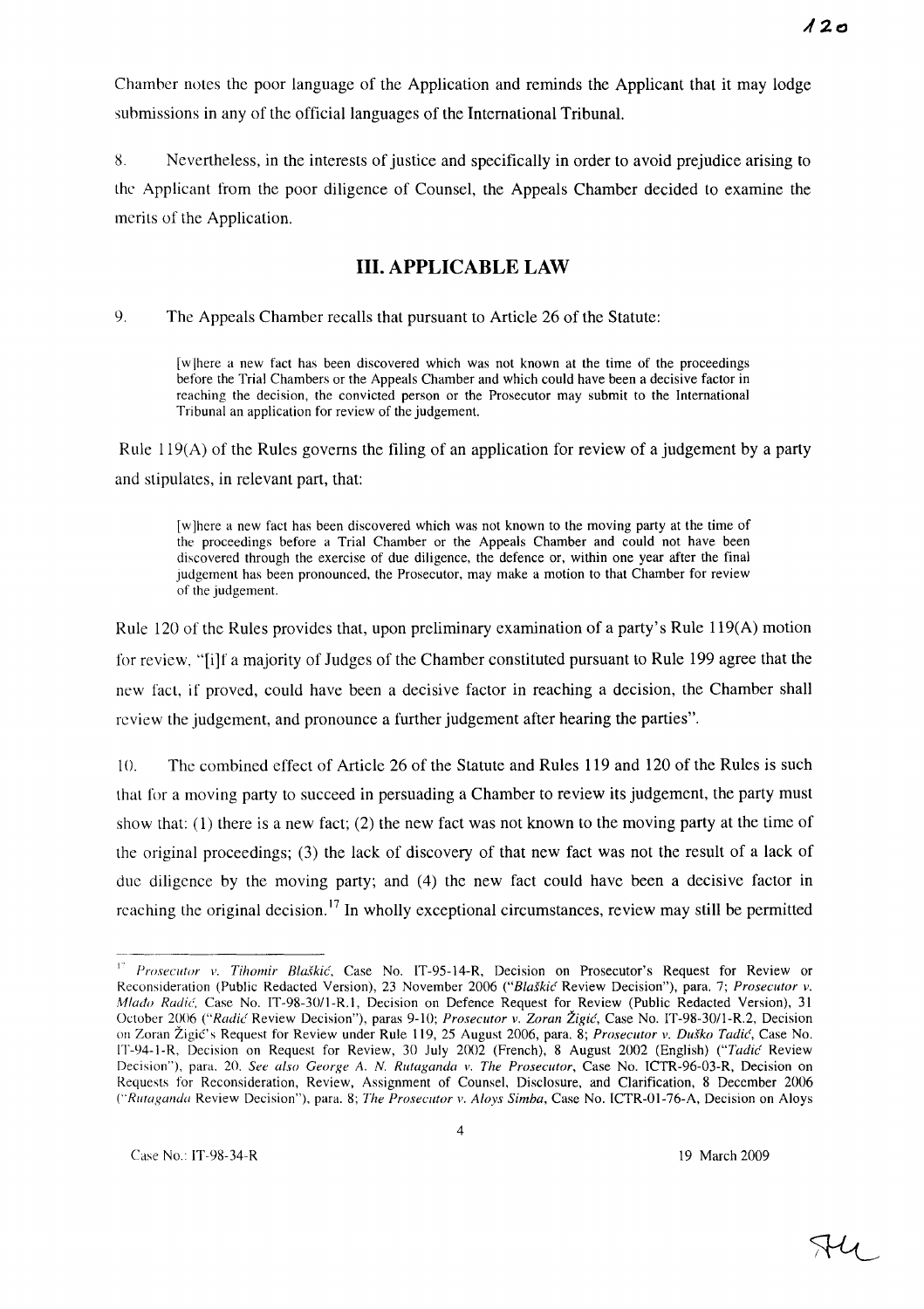Chamber notes the poor language of the Application and reminds the Applicant that it may lodge submissions in any of the official languages of the International Tribunal.

8. Nevertheless, in the interests of justice and specifically in order to avoid prejudice arising to the Applicant from the poor diligence of Counsel, the Appeals Chamber decided to examine the merits of the Application.

## III. APPLICABLE LAW

9. The Appeals Chamber recalls that pursuant to Article 26 of the Statute:

> [w]here a new fact has been discovered which was not known at the time of the proceedings before the Trial Chambers or the Appeals Chamber and which could have been a decisive factor in reaching the decision, the convicted person or the Prosecutor may submit to the International Tribunal an application for review of the judgement.

Rule 119(A) of the Rules governs the filing of an application for review of a judgement by a party and stipulates, in relevant part, that:

> [w]here a new fact has been discovered which was not known to the moving party at the time of the proceedings before a Trial Chamber or the Appeals Chamber and could not have been discovered through the exercise of due diligence, the defence or, within one year after the final judgement has been pronounced, the Prosecutor, may make a motion to that Chamber for review of the judgement.

Rule 120 of the Rules provides that, upon preliminary examination of a party's Rule 119(A) motion for review, "[i]f a majority of Judges of the Chamber constituted pursuant to Rule 199 agree that the new fact, if proved, could have been a decisive factor in reaching a decision, the Chamber shall review the judgement, and pronounce a further judgement after hearing the parties".

10. The combined effect of Article 26 of the Statute and Rules 119 and 120 of the Rules is such that for a moving party to succeed in persuading a Chamber to review its judgement, the party must show that: (1) there is a new fact; (2) the new fact was not known to the moving party at the time of the original proceedings; (3) the lack of discovery of that new fact was not the result of a lack of due diligence by the moving party; and (4) the new fact could have been a decisive factor in reaching the original decision.[17] In wholly exceptional circumstances, review may still be permitted

---

[17] *Prosecutor v. Tihomir Blaškić*, Case No. IT-95-14-R, Decision on Prosecutor's Request for Review or Reconsideration (Public Redacted Version), 23 November 2006 ("*Blaškić* Review Decision"), para. 7; *Prosecutor v. Mlado Radić*, Case No. IT-98-30/1-R.1, Decision on Defence Request for Review (Public Redacted Version), 31 October 2006 ("*Radić* Review Decision"), paras 9-10; *Prosecutor v. Zoran Žigić*, Case No. IT-98-30/1-R.2, Decision on Zoran Žigić's Request for Review under Rule 119, 25 August 2006, para. 8; *Prosecutor v. Duško Tadić*, Case No. IT-94-1-R, Decision on Request for Review, 30 July 2002 (French), 8 August 2002 (English) ("*Tadić* Review Decision"), para. 20. *See also George A. N. Rutaganda v. The Prosecutor*, Case No. ICTR-96-03-R, Decision on Requests for Reconsideration, Review, Assignment of Counsel, Disclosure, and Clarification, 8 December 2006 ("*Rutaganda* Review Decision"), para. 8; *The Prosecutor v. Aloys Simba*, Case No. ICTR-01-76-A, Decision on Aloys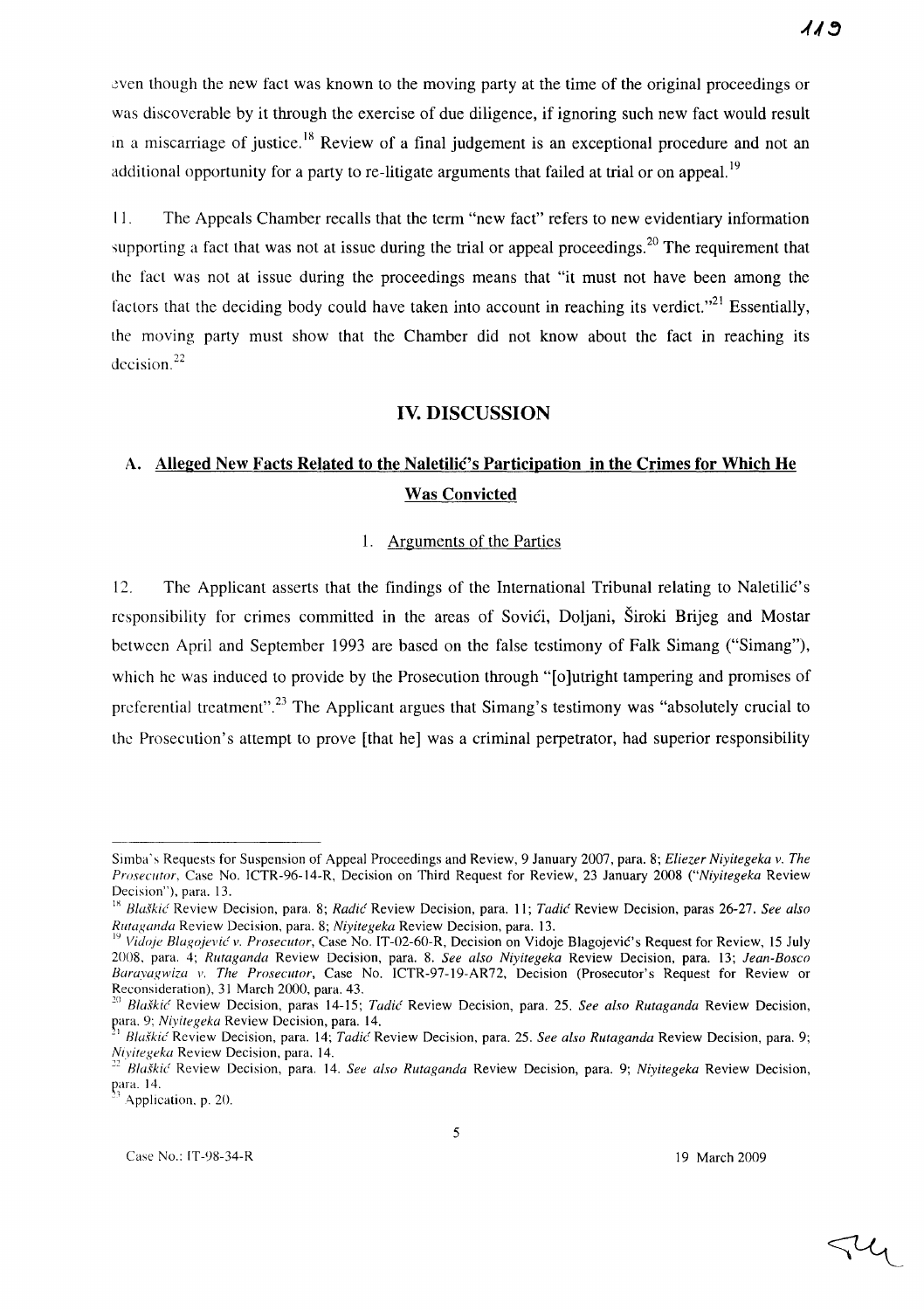even though the new fact was known to the moving party at the time of the original proceedings or was discoverable by it through the exercise of due diligence, if ignoring such new fact would result in a miscarriage of justice.[18] Review of a final judgement is an exceptional procedure and not an additional opportunity for a party to re-litigate arguments that failed at trial or on appeal.[19]

11. The Appeals Chamber recalls that the term "new fact" refers to new evidentiary information supporting a fact that was not at issue during the trial or appeal proceedings.[20] The requirement that the fact was not at issue during the proceedings means that "it must not have been among the factors that the deciding body could have taken into account in reaching its verdict."[21] Essentially, the moving party must show that the Chamber did not know about the fact in reaching its decision.[22]

## IV. DISCUSSION

### A. Alleged New Facts Related to the Naletilić's Participation in the Crimes for Which He Was Convicted

#### 1. Arguments of the Parties

12. The Applicant asserts that the findings of the International Tribunal relating to Naletilić's responsibility for crimes committed in the areas of Sovići, Doljani, Široki Brijeg and Mostar between April and September 1993 are based on the false testimony of Falk Simang ("Simang"), which he was induced to provide by the Prosecution through "[o]utright tampering and promises of preferential treatment".[23] The Applicant argues that Simang's testimony was "absolutely crucial to the Prosecution's attempt to prove [that he] was a criminal perpetrator, had superior responsibility

---

Simba's Requests for Suspension of Appeal Proceedings and Review, 9 January 2007, para. 8; *Eliezer Niyitegeka v. The Prosecutor*, Case No. ICTR-96-14-R, Decision on Third Request for Review, 23 January 2008 ("*Niyitegeka* Review Decision"), para. 13.

[18] *Blaškić* Review Decision, para. 8; *Radić* Review Decision, para. 11; *Tadić* Review Decision, paras 26-27. *See also Rutaganda* Review Decision, para. 8; *Niyitegeka* Review Decision, para. 13.

[19] *Vidoje Blagojević v. Prosecutor*, Case No. IT-02-60-R, Decision on Vidoje Blagojević's Request for Review, 15 July 2008, para. 4; *Rutaganda* Review Decision, para. 8. *See also Niyitegeka* Review Decision, para. 13; *Jean-Bosco Barayagwiza v. The Prosecutor*, Case No. ICTR-97-19-AR72, Decision (Prosecutor's Request for Review or Reconsideration), 31 March 2000, para. 43.

[20] *Blaškić* Review Decision, paras 14-15; *Tadić* Review Decision, para. 25. *See also Rutaganda* Review Decision, para. 9; *Niyitegeka* Review Decision, para. 14.

[21] *Blaškić* Review Decision, para. 14; *Tadić* Review Decision, para. 25. *See also Rutaganda* Review Decision, para. 9; *Niyitegeka* Review Decision, para. 14.

[22] *Blaškić* Review Decision, para. 14. *See also Rutaganda* Review Decision, para. 9; *Niyitegeka* Review Decision, para. 14.

[23] Application, p. 20.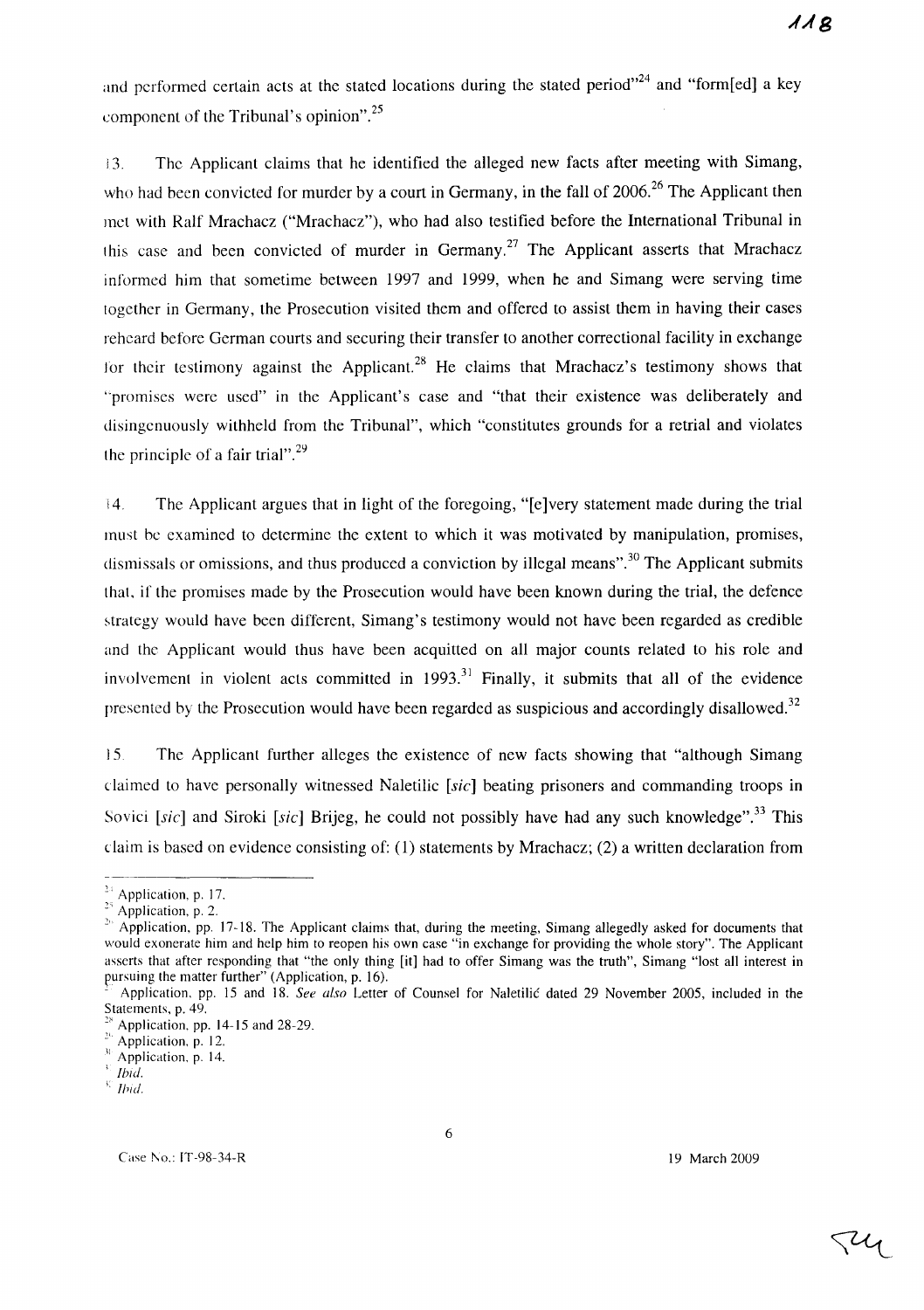and performed certain acts at the stated locations during the stated period"[24] and "form[ed] a key component of the Tribunal's opinion".[25]

13. The Applicant claims that he identified the alleged new facts after meeting with Simang, who had been convicted for murder by a court in Germany, in the fall of 2006.[26] The Applicant then met with Ralf Mrachacz ("Mrachacz"), who had also testified before the International Tribunal in this case and been convicted of murder in Germany.[27] The Applicant asserts that Mrachacz informed him that sometime between 1997 and 1999, when he and Simang were serving time together in Germany, the Prosecution visited them and offered to assist them in having their cases reheard before German courts and securing their transfer to another correctional facility in exchange for their testimony against the Applicant.[28] He claims that Mrachacz's testimony shows that "promises were used" in the Applicant's case and "that their existence was deliberately and disingenuously withheld from the Tribunal", which "constitutes grounds for a retrial and violates the principle of a fair trial".[29]

14. The Applicant argues that in light of the foregoing, "[e]very statement made during the trial must be examined to determine the extent to which it was motivated by manipulation, promises, dismissals or omissions, and thus produced a conviction by illegal means".[30] The Applicant submits that, if the promises made by the Prosecution would have been known during the trial, the defence strategy would have been different, Simang's testimony would not have been regarded as credible and the Applicant would thus have been acquitted on all major counts related to his role and involvement in violent acts committed in 1993.[31] Finally, it submits that all of the evidence presented by the Prosecution would have been regarded as suspicious and accordingly disallowed.[32]

15. The Applicant further alleges the existence of new facts showing that "although Simang claimed to have personally witnessed Naletilic [*sic*] beating prisoners and commanding troops in Sovici [*sic*] and Siroki [*sic*] Brijeg, he could not possibly have had any such knowledge".[33] This claim is based on evidence consisting of: (1) statements by Mrachacz; (2) a written declaration from

---

[24] Application, p. 17.

[25] Application, p. 2.

[26] Application, pp. 17-18. The Applicant claims that, during the meeting, Simang allegedly asked for documents that would exonerate him and help him to reopen his own case "in exchange for providing the whole story". The Applicant asserts that after responding that "the only thing [it] had to offer Simang was the truth", Simang "lost all interest in pursuing the matter further" (Application, p. 16).

[27] Application, pp. 15 and 18. *See also* Letter of Counsel for Naletilić dated 29 November 2005, included in the Statements, p. 49.

[28] Application, pp. 14-15 and 28-29.

[29] Application, p. 12.

[30] Application, p. 14.

[31] *Ibid.*

[32] *Ibid.*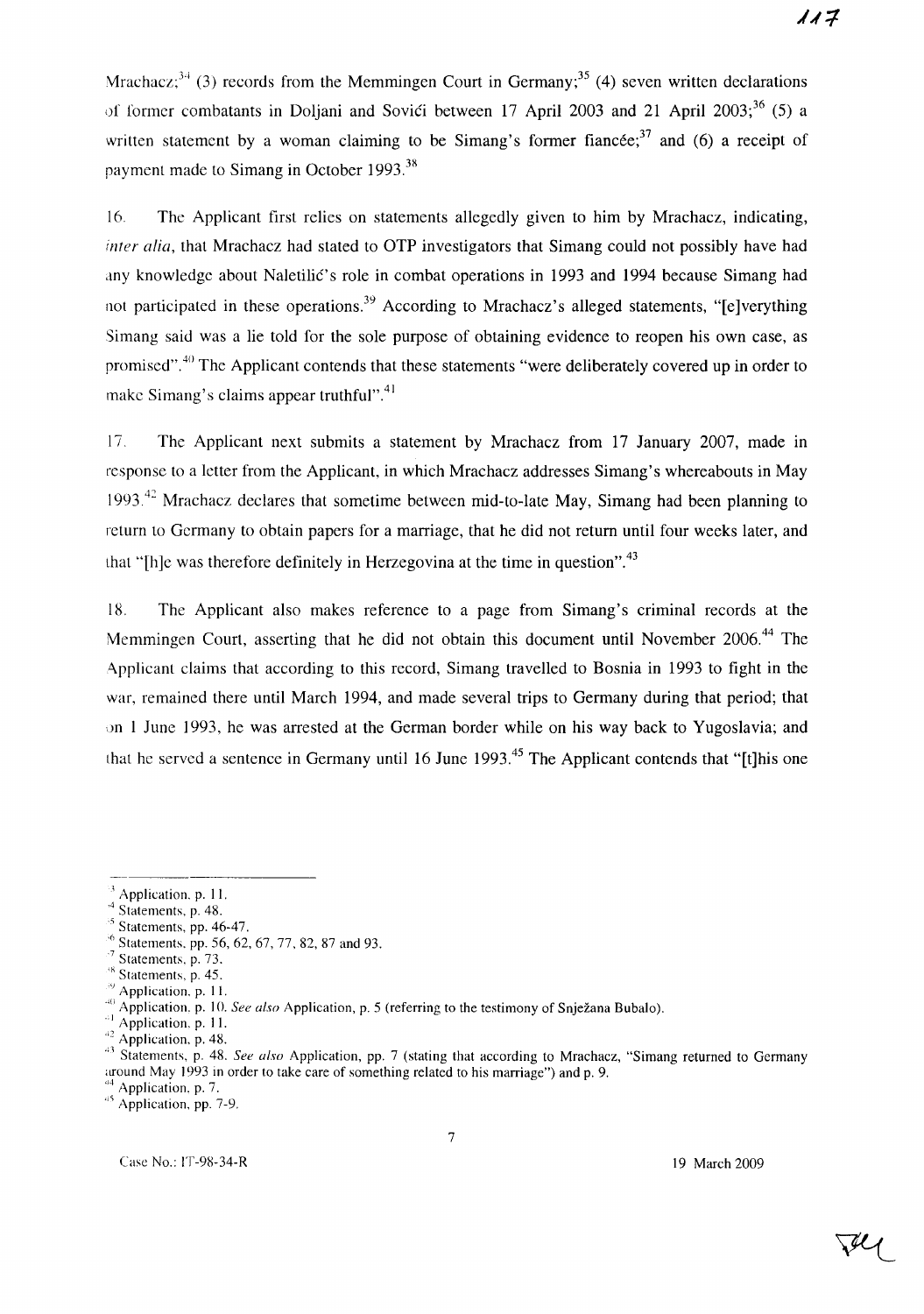Mrachacz;[34] (3) records from the Memmingen Court in Germany;[35] (4) seven written declarations of former combatants in Doljani and Sovići between 17 April 2003 and 21 April 2003;[36] (5) a written statement by a woman claiming to be Simang's former fiancée;[37] and (6) a receipt of payment made to Simang in October 1993.[38]

16. The Applicant first relies on statements allegedly given to him by Mrachacz, indicating, *inter alia*, that Mrachacz had stated to OTP investigators that Simang could not possibly have had any knowledge about Naletilić's role in combat operations in 1993 and 1994 because Simang had not participated in these operations.[39] According to Mrachacz's alleged statements, "[e]verything Simang said was a lie told for the sole purpose of obtaining evidence to reopen his own case, as promised".[40] The Applicant contends that these statements "were deliberately covered up in order to make Simang's claims appear truthful".[41]

17. The Applicant next submits a statement by Mrachacz from 17 January 2007, made in response to a letter from the Applicant, in which Mrachacz addresses Simang's whereabouts in May 1993.[42] Mrachacz declares that sometime between mid-to-late May, Simang had been planning to return to Germany to obtain papers for a marriage, that he did not return until four weeks later, and that "[h]e was therefore definitely in Herzegovina at the time in question".[43]

18. The Applicant also makes reference to a page from Simang's criminal records at the Memmingen Court, asserting that he did not obtain this document until November 2006.[44] The Applicant claims that according to this record, Simang travelled to Bosnia in 1993 to fight in the war, remained there until March 1994, and made several trips to Germany during that period; that on 1 June 1993, he was arrested at the German border while on his way back to Yugoslavia; and that he served a sentence in Germany until 16 June 1993.[45] The Applicant contends that "[t]his one

---

[33] Application, p. 11.

[34] Statements, p. 48.

[35] Statements, pp. 46-47.

[36] Statements, pp. 56, 62, 67, 77, 82, 87 and 93.

[37] Statements, p. 73.

[38] Statements, p. 45.

[39] Application, p. 11.

[40] Application, p. 10. *See also* Application, p. 5 (referring to the testimony of Snježana Bubalo).

[41] Application, p. 11.

[42] Application, p. 48.

[43] Statements, p. 48. *See also* Application, pp. 7 (stating that according to Mrachacz, "Simang returned to Germany around May 1993 in order to take care of something related to his marriage") and p. 9.

[44] Application, p. 7.

[45] Application, pp. 7-9.

Case No.: IT-98-34-R

19 March 2009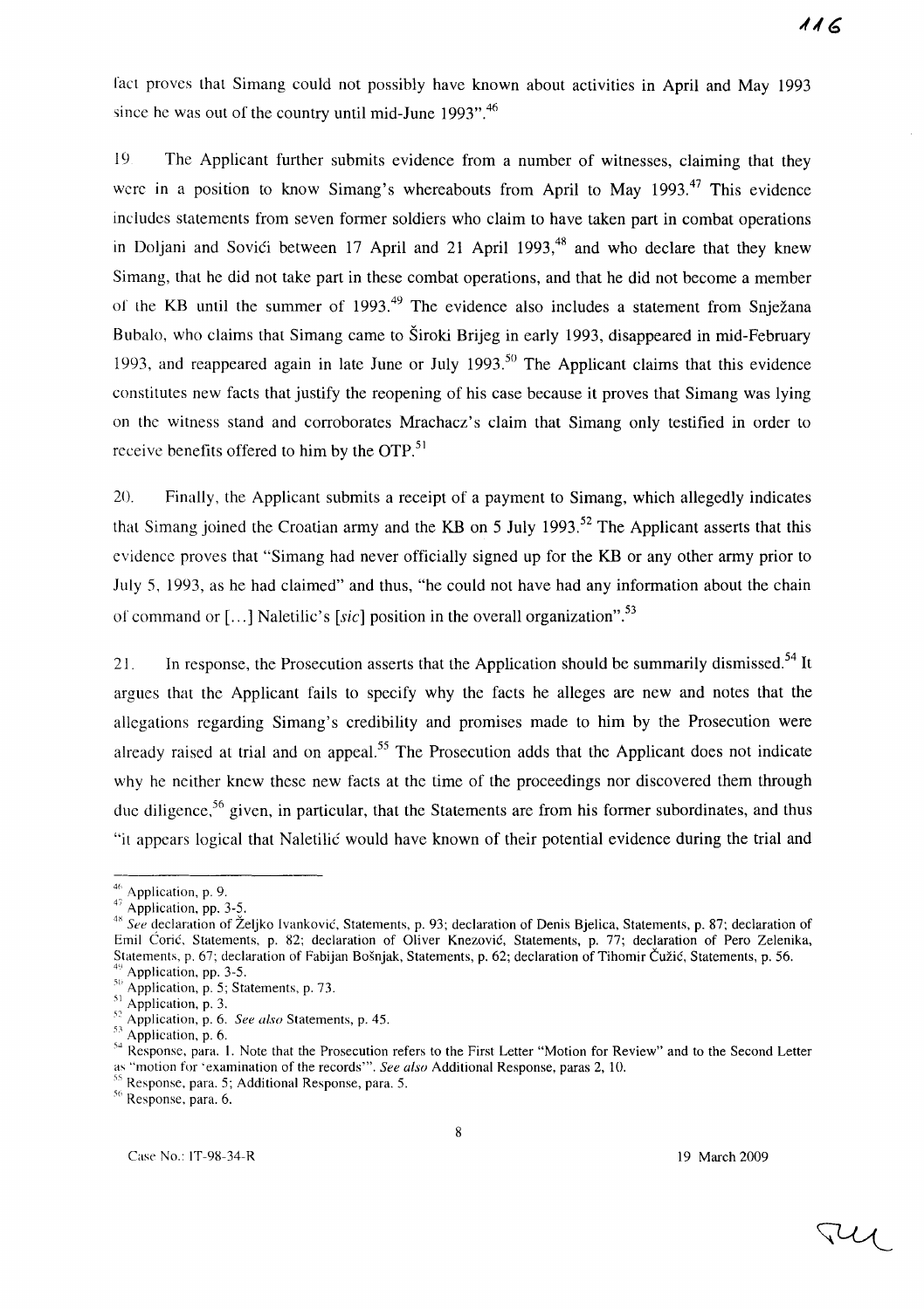fact proves that Simang could not possibly have known about activities in April and May 1993 since he was out of the country until mid-June 1993".[46]

19. The Applicant further submits evidence from a number of witnesses, claiming that they were in a position to know Simang's whereabouts from April to May 1993.[47] This evidence includes statements from seven former soldiers who claim to have taken part in combat operations in Doljani and Sovići between 17 April and 21 April 1993,[48] and who declare that they knew Simang, that he did not take part in these combat operations, and that he did not become a member of the KB until the summer of 1993.[49] The evidence also includes a statement from Snježana Bubalo, who claims that Simang came to Široki Brijeg in early 1993, disappeared in mid-February 1993, and reappeared again in late June or July 1993.[50] The Applicant claims that this evidence constitutes new facts that justify the reopening of his case because it proves that Simang was lying on the witness stand and corroborates Mrachacz's claim that Simang only testified in order to receive benefits offered to him by the OTP.[51]

20. Finally, the Applicant submits a receipt of a payment to Simang, which allegedly indicates that Simang joined the Croatian army and the KB on 5 July 1993.[52] The Applicant asserts that this evidence proves that "Simang had never officially signed up for the KB or any other army prior to July 5, 1993, as he had claimed" and thus, "he could not have had any information about the chain of command or [...] Naletilic's [*sic*] position in the overall organization".[53]

21. In response, the Prosecution asserts that the Application should be summarily dismissed.[54] It argues that the Applicant fails to specify why the facts he alleges are new and notes that the allegations regarding Simang's credibility and promises made to him by the Prosecution were already raised at trial and on appeal.[55] The Prosecution adds that the Applicant does not indicate why he neither knew these new facts at the time of the proceedings nor discovered them through due diligence,[56] given, in particular, that the Statements are from his former subordinates, and thus "it appears logical that Naletilić would have known of their potential evidence during the trial and

---

[46] Application, p. 9.

[47] Application, pp. 3-5.

[48] *See* declaration of Željko Ivanković, Statements, p. 93; declaration of Denis Bjelica, Statements, p. 87; declaration of Emil Ćorić, Statements, p. 82; declaration of Oliver Knezović, Statements, p. 77; declaration of Pero Zelenika, Statements, p. 67; declaration of Fabijan Bošnjak, Statements, p. 62; declaration of Tihomir Čužić, Statements, p. 56.

[49] Application, pp. 3-5.

[50] Application, p. 5; Statements, p. 73.

[51] Application, p. 3.

[52] Application, p. 6. *See also* Statements, p. 45.

[53] Application, p. 6.

[54] Response, para. 1. Note that the Prosecution refers to the First Letter "Motion for Review" and to the Second Letter as "motion for 'examination of the records'". *See also* Additional Response, paras 2, 10.

[55] Response, para. 5; Additional Response, para. 5.

[56] Response, para. 6.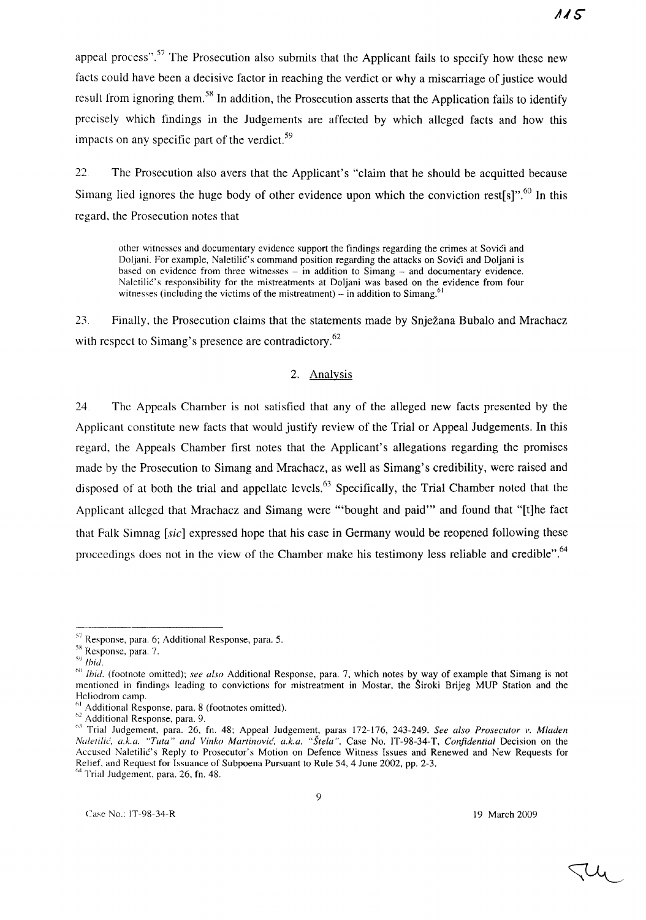appeal process".[57] The Prosecution also submits that the Applicant fails to specify how these new facts could have been a decisive factor in reaching the verdict or why a miscarriage of justice would result from ignoring them.[58] In addition, the Prosecution asserts that the Application fails to identify precisely which findings in the Judgements are affected by which alleged facts and how this impacts on any specific part of the verdict.[59]

22 The Prosecution also avers that the Applicant's "claim that he should be acquitted because Simang lied ignores the huge body of other evidence upon which the conviction rest[s]".[60] In this regard, the Prosecution notes that

> other witnesses and documentary evidence support the findings regarding the crimes at Sovići and Doljani. For example, Naletilić's command position regarding the attacks on Sovići and Doljani is based on evidence from three witnesses – in addition to Simang – and documentary evidence. Naletilić's responsibility for the mistreatments at Doljani was based on the evidence from four witnesses (including the victims of the mistreatment) – in addition to Simang.[61]

23. Finally, the Prosecution claims that the statements made by Snježana Bubalo and Mrachacz with respect to Simang's presence are contradictory.[62]

## 2. Analysis

24. The Appeals Chamber is not satisfied that any of the alleged new facts presented by the Applicant constitute new facts that would justify review of the Trial or Appeal Judgements. In this regard, the Appeals Chamber first notes that the Applicant's allegations regarding the promises made by the Prosecution to Simang and Mrachacz, as well as Simang's credibility, were raised and disposed of at both the trial and appellate levels.[63] Specifically, the Trial Chamber noted that the Applicant alleged that Mrachacz and Simang were "'bought and paid'" and found that "[t]he fact that Falk Simnag [*sic*] expressed hope that his case in Germany would be reopened following these proceedings does not in the view of the Chamber make his testimony less reliable and credible".[64]

---

[57] Response, para. 6; Additional Response, para. 5.

[58] Response, para. 7.

[59] *Ibid.*

[60] *Ibid.* (footnote omitted); *see also* Additional Response, para. 7, which notes by way of example that Simang is not mentioned in findings leading to convictions for mistreatment in Mostar, the Široki Brijeg MUP Station and the Heliodrom camp.

[61] Additional Response, para. 8 (footnotes omitted).

[62] Additional Response, para. 9.

[63] Trial Judgement, para. 26, fn. 48; Appeal Judgement, paras 172-176, 243-249. *See also Prosecutor v. Mladen Naletilić, a.k.a. "Tuta" and Vinko Martinović, a.k.a. "Štela"*, Case No. IT-98-34-T, *Confidential* Decision on the Accused Naletilić's Reply to Prosecutor's Motion on Defence Witness Issues and Renewed and New Requests for Relief, and Request for Issuance of Subpoena Pursuant to Rule 54, 4 June 2002, pp. 2-3.

[64] Trial Judgement, para. 26, fn. 48.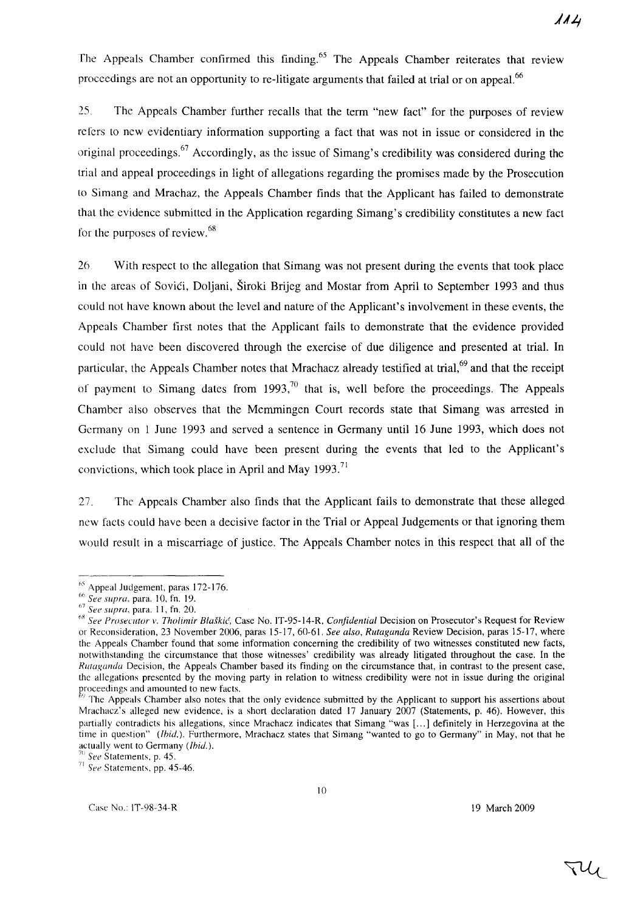The Appeals Chamber confirmed this finding.[65] The Appeals Chamber reiterates that review proceedings are not an opportunity to re-litigate arguments that failed at trial or on appeal.[66]

25. The Appeals Chamber further recalls that the term "new fact" for the purposes of review refers to new evidentiary information supporting a fact that was not in issue or considered in the original proceedings.[67] Accordingly, as the issue of Simang's credibility was considered during the trial and appeal proceedings in light of allegations regarding the promises made by the Prosecution to Simang and Mrachaz, the Appeals Chamber finds that the Applicant has failed to demonstrate that the evidence submitted in the Application regarding Simang's credibility constitutes a new fact for the purposes of review.[68]

26. With respect to the allegation that Simang was not present during the events that took place in the areas of Sovići, Doljani, Široki Brijeg and Mostar from April to September 1993 and thus could not have known about the level and nature of the Applicant's involvement in these events, the Appeals Chamber first notes that the Applicant fails to demonstrate that the evidence provided could not have been discovered through the exercise of due diligence and presented at trial. In particular, the Appeals Chamber notes that Mrachacz already testified at trial,[69] and that the receipt of payment to Simang dates from 1993,[70] that is, well before the proceedings. The Appeals Chamber also observes that the Memmingen Court records state that Simang was arrested in Germany on 1 June 1993 and served a sentence in Germany until 16 June 1993, which does not exclude that Simang could have been present during the events that led to the Applicant's convictions, which took place in April and May 1993.[71]

27. The Appeals Chamber also finds that the Applicant fails to demonstrate that these alleged new facts could have been a decisive factor in the Trial or Appeal Judgements or that ignoring them would result in a miscarriage of justice. The Appeals Chamber notes in this respect that all of the

---

[65] Appeal Judgement, paras 172-176.

[66] *See supra*, para. 10, fn. 19.

[67] *See supra*, para. 11, fn. 20.

[68] *See Prosecutor v. Tholimir Blaškić*, Case No. IT-95-14-R, *Confidential* Decision on Prosecutor's Request for Review or Reconsideration, 23 November 2006, paras 15-17, 60-61. *See also*, *Rutaganda* Review Decision, paras 15-17, where the Appeals Chamber found that some information concerning the credibility of two witnesses constituted new facts, notwithstanding the circumstance that those witnesses' credibility was already litigated throughout the case. In the *Rutaganda* Decision, the Appeals Chamber based its finding on the circumstance that, in contrast to the present case, the allegations presented by the moving party in relation to witness credibility were not in issue during the original proceedings and amounted to new facts.

[69] The Appeals Chamber also notes that the only evidence submitted by the Applicant to support his assertions about Mrachacz's alleged new evidence, is a short declaration dated 17 January 2007 (Statements, p. 46). However, this partially contradicts his allegations, since Mrachacz indicates that Simang "was [...] definitely in Herzegovina at the time in question" (*Ibid.*). Furthermore, Mrachacz states that Simang "wanted to go to Germany" in May, not that he actually went to Germany (*Ibid.*).

[70] *See* Statements, p. 45.

[71] *See* Statements, pp. 45-46.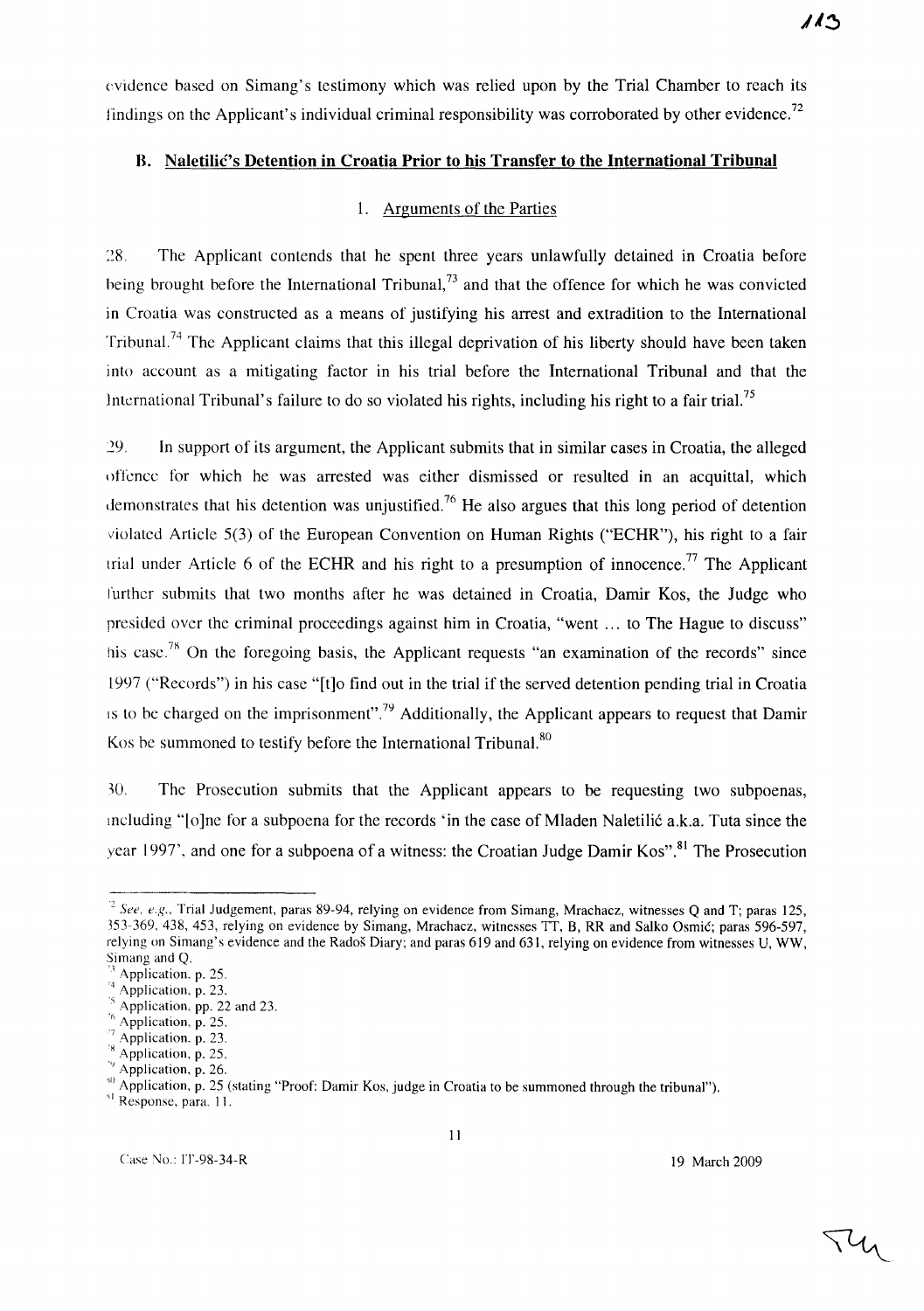evidence based on Simang's testimony which was relied upon by the Trial Chamber to reach its findings on the Applicant's individual criminal responsibility was corroborated by other evidence.[72]

## B. Naletilić's Detention in Croatia Prior to his Transfer to the International Tribunal

### 1. Arguments of the Parties

28. The Applicant contends that he spent three years unlawfully detained in Croatia before being brought before the International Tribunal,[73] and that the offence for which he was convicted in Croatia was constructed as a means of justifying his arrest and extradition to the International Tribunal.[74] The Applicant claims that this illegal deprivation of his liberty should have been taken into account as a mitigating factor in his trial before the International Tribunal and that the International Tribunal's failure to do so violated his rights, including his right to a fair trial.[75]

29. In support of its argument, the Applicant submits that in similar cases in Croatia, the alleged offence for which he was arrested was either dismissed or resulted in an acquittal, which demonstrates that his detention was unjustified.[76] He also argues that this long period of detention violated Article 5(3) of the European Convention on Human Rights ("ECHR"), his right to a fair trial under Article 6 of the ECHR and his right to a presumption of innocence.[77] The Applicant further submits that two months after he was detained in Croatia, Damir Kos, the Judge who presided over the criminal proceedings against him in Croatia, "went ... to The Hague to discuss" his case.[78] On the foregoing basis, the Applicant requests "an examination of the records" since 1997 ("Records") in his case "[t]o find out in the trial if the served detention pending trial in Croatia is to be charged on the imprisonment".[79] Additionally, the Applicant appears to request that Damir Kos be summoned to testify before the International Tribunal.[80]

30. The Prosecution submits that the Applicant appears to be requesting two subpoenas, including "[o]ne for a subpoena for the records 'in the case of Mladen Naletilić a.k.a. Tuta since the year 1997', and one for a subpoena of a witness: the Croatian Judge Damir Kos".[81] The Prosecution

---

[72] *See, e.g.*, Trial Judgement, paras 89-94, relying on evidence from Simang, Mrachacz, witnesses Q and T; paras 125, 353-369, 438, 453, relying on evidence by Simang, Mrachacz, witnesses TT, B, RR and Salko Osmić; paras 596-597, relying on Simang's evidence and the Radoš Diary; and paras 619 and 631, relying on evidence from witnesses U, WW, Simang and Q.

[73] Application, p. 25.

[74] Application, p. 23.

[75] Application, pp. 22 and 23.

[76] Application, p. 25.

[77] Application, p. 23.

[78] Application, p. 25.

[79] Application, p. 26.

[80] Application, p. 25 (stating "Proof: Damir Kos, judge in Croatia to be summoned through the tribunal").

[81] Response, para. 11.

Case No.: IT-98-34-R 19 March 2009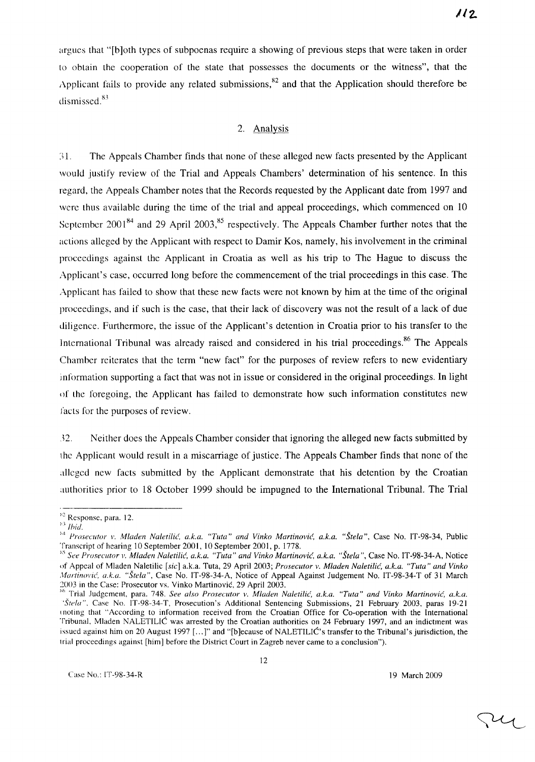argues that "[b]oth types of subpoenas require a showing of previous steps that were taken in order to obtain the cooperation of the state that possesses the documents or the witness", that the Applicant fails to provide any related submissions,[82] and that the Application should therefore be dismissed.[83]

## 2. Analysis

31. The Appeals Chamber finds that none of these alleged new facts presented by the Applicant would justify review of the Trial and Appeals Chambers' determination of his sentence. In this regard, the Appeals Chamber notes that the Records requested by the Applicant date from 1997 and were thus available during the time of the trial and appeal proceedings, which commenced on 10 September 2001[84] and 29 April 2003,[85] respectively. The Appeals Chamber further notes that the actions alleged by the Applicant with respect to Damir Kos, namely, his involvement in the criminal proceedings against the Applicant in Croatia as well as his trip to The Hague to discuss the Applicant's case, occurred long before the commencement of the trial proceedings in this case. The Applicant has failed to show that these new facts were not known by him at the time of the original proceedings, and if such is the case, that their lack of discovery was not the result of a lack of due diligence. Furthermore, the issue of the Applicant's detention in Croatia prior to his transfer to the International Tribunal was already raised and considered in his trial proceedings.[86] The Appeals Chamber reiterates that the term "new fact" for the purposes of review refers to new evidentiary information supporting a fact that was not in issue or considered in the original proceedings. In light of the foregoing, the Applicant has failed to demonstrate how such information constitutes new facts for the purposes of review.

32. Neither does the Appeals Chamber consider that ignoring the alleged new facts submitted by the Applicant would result in a miscarriage of justice. The Appeals Chamber finds that none of the alleged new facts submitted by the Applicant demonstrate that his detention by the Croatian authorities prior to 18 October 1999 should be impugned to the International Tribunal. The Trial

---

[82] Response, para. 12.

[83] *Ibid.*

[84] *Prosecutor v. Mladen Naletilić, a.k.a. "Tuta" and Vinko Martinović, a.k.a. "Štela"*, Case No. IT-98-34, Public Transcript of hearing 10 September 2001, 10 September 2001, p. 1778.

[85] *See Prosecutor v. Mladen Naletilić, a.k.a. "Tuta" and Vinko Martinović, a.k.a. "Štela"*, Case No. IT-98-34-A, Notice of Appeal of Mladen Naletilic [*sic*] a.k.a. Tuta, 29 April 2003; *Prosecutor v. Mladen Naletilić, a.k.a. "Tuta" and Vinko Martinović, a.k.a. "Štela"*, Case No. IT-98-34-A, Notice of Appeal Against Judgement No. IT-98-34-T of 31 March 2003 in the Case: Prosecutor vs. Vinko Martinović, 29 April 2003.

[86] Trial Judgement, para. 748. *See also Prosecutor v. Mladen Naletilić, a.k.a. "Tuta" and Vinko Martinović, a.k.a. "Štela"*, Case No. IT-98-34-T, Prosecution's Additional Sentencing Submissions, 21 February 2003, paras 19-21 (noting that "According to information received from the Croatian Office for Co-operation with the International Tribunal, Mladen NALETILIĆ was arrested by the Croatian authorities on 24 February 1997, and an indictment was issued against him on 20 August 1997 [...]" and "[b]ecause of NALETILIĆ's transfer to the Tribunal's jurisdiction, the trial proceedings against [him] before the District Court in Zagreb never came to a conclusion").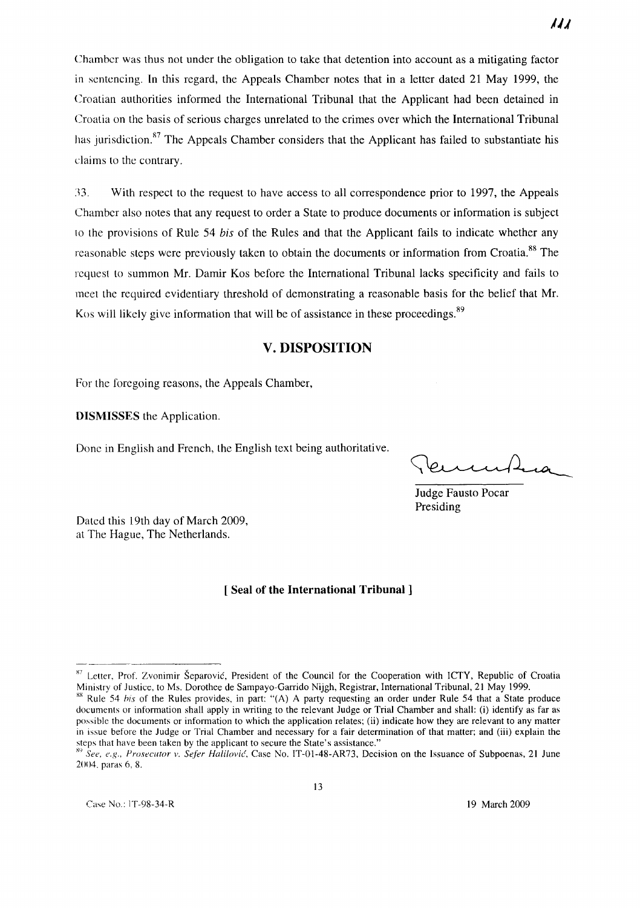Chamber was thus not under the obligation to take that detention into account as a mitigating factor in sentencing. In this regard, the Appeals Chamber notes that in a letter dated 21 May 1999, the Croatian authorities informed the International Tribunal that the Applicant had been detained in Croatia on the basis of serious charges unrelated to the crimes over which the International Tribunal has jurisdiction.[87] The Appeals Chamber considers that the Applicant has failed to substantiate his claims to the contrary.

33. With respect to the request to have access to all correspondence prior to 1997, the Appeals Chamber also notes that any request to order a State to produce documents or information is subject to the provisions of Rule 54 *bis* of the Rules and that the Applicant fails to indicate whether any reasonable steps were previously taken to obtain the documents or information from Croatia.[88] The request to summon Mr. Damir Kos before the International Tribunal lacks specificity and fails to meet the required evidentiary threshold of demonstrating a reasonable basis for the belief that Mr. Kos will likely give information that will be of assistance in these proceedings.[89]

## V. DISPOSITION

For the foregoing reasons, the Appeals Chamber,

**DISMISSES** the Application.

Done in English and French, the English text being authoritative.

Judge Fausto Pocar
Presiding

Dated this 19th day of March 2009,
at The Hague, The Netherlands.

**[ Seal of the International Tribunal ]**

---

[87] Letter, Prof. Zvonimir Šeparović, President of the Council for the Cooperation with ICTY, Republic of Croatia Ministry of Justice, to Ms. Dorothee de Sampayo-Garrido Nijgh, Registrar, International Tribunal, 21 May 1999.

[88] Rule 54 *bis* of the Rules provides, in part: "(A) A party requesting an order under Rule 54 that a State produce documents or information shall apply in writing to the relevant Judge or Trial Chamber and shall: (i) identify as far as possible the documents or information to which the application relates; (ii) indicate how they are relevant to any matter in issue before the Judge or Trial Chamber and necessary for a fair determination of that matter; and (iii) explain the steps that have been taken by the applicant to secure the State's assistance."

[89] *See, e.g., Prosecutor v. Sefer Halilović*, Case No. IT-01-48-AR73, Decision on the Issuance of Subpoenas, 21 June 2004, paras 6, 8.